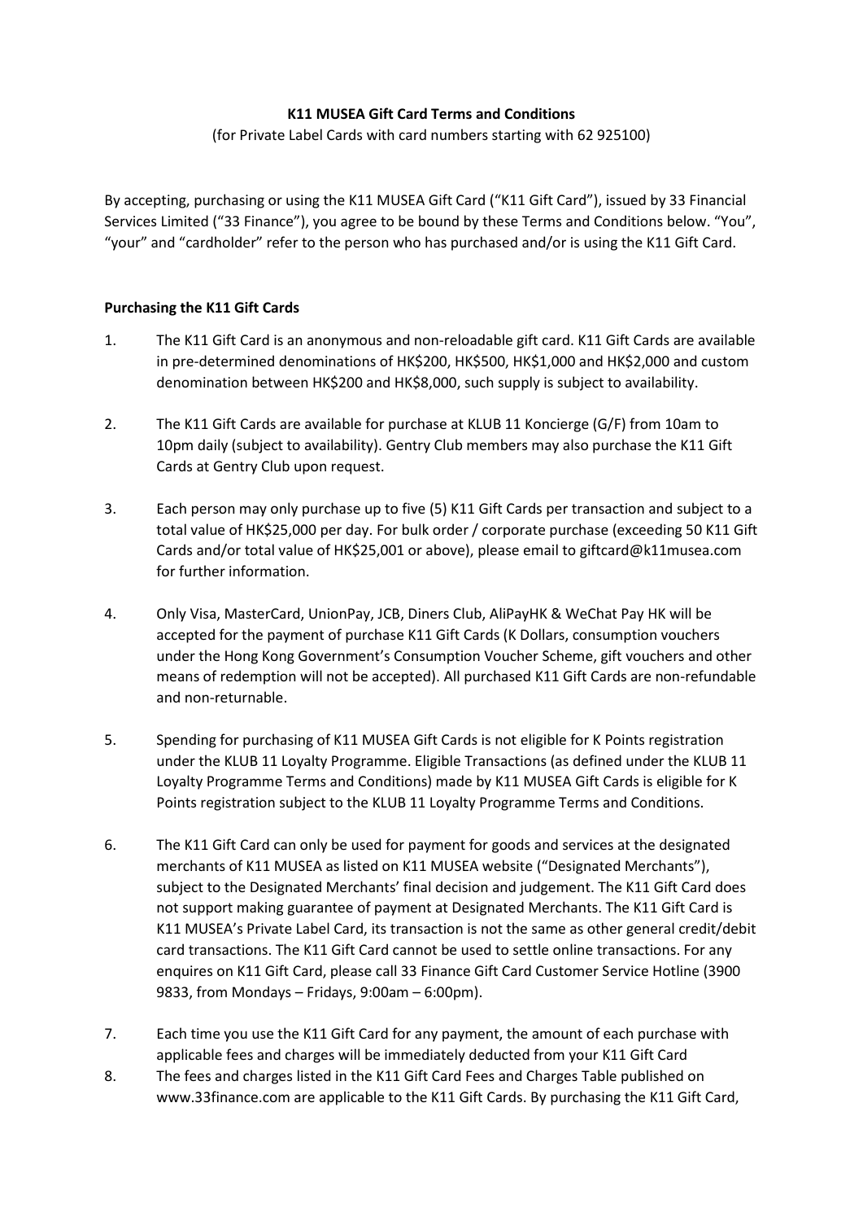**K11 MUSEA Gift Card Terms and Conditions**

(for Private Label Cards with card numbers starting with 62 925100)

By accepting, purchasing or using the K11 MUSEA Gift Card ("K11 Gift Card"), issued by 33 Financial Services Limited ("33 Finance"), you agree to be bound by these Terms and Conditions below. "You", "your" and "cardholder" refer to the person who has purchased and/or is using the K11 Gift Card.

**Purchasing the K11 Gift Cards**

1. The K11 Gift Card is an anonymous and non-reloadable gift card. K11 Gift Cards are available in pre-determined denominations of HK$200, HK$500, HK$1,000 and HK$2,000 and custom denomination between HK$200 and HK$8,000, such supply is subject to availability.

2. The K11 Gift Cards are available for purchase at KLUB 11 Koncierge (G/F) from 10am to 10pm daily (subject to availability). Gentry Club members may also purchase the K11 Gift Cards at Gentry Club upon request.

3. Each person may only purchase up to five (5) K11 Gift Cards per transaction and subject to a total value of HK$25,000 per day. For bulk order / corporate purchase (exceeding 50 K11 Gift Cards and/or total value of HK$25,001 or above), please email to giftcard@k11musea.com for further information.

4. Only Visa, MasterCard, UnionPay, JCB, Diners Club, AliPayHK & WeChat Pay HK will be accepted for the payment of purchase K11 Gift Cards (K Dollars, consumption vouchers under the Hong Kong Government's Consumption Voucher Scheme, gift vouchers and other means of redemption will not be accepted). All purchased K11 Gift Cards are non-refundable and non-returnable.

5. Spending for purchasing of K11 MUSEA Gift Cards is not eligible for K Points registration under the KLUB 11 Loyalty Programme. Eligible Transactions (as defined under the KLUB 11 Loyalty Programme Terms and Conditions) made by K11 MUSEA Gift Cards is eligible for K Points registration subject to the KLUB 11 Loyalty Programme Terms and Conditions.

6. The K11 Gift Card can only be used for payment for goods and services at the designated merchants of K11 MUSEA as listed on K11 MUSEA website ("Designated Merchants"), subject to the Designated Merchants' final decision and judgement. The K11 Gift Card does not support making guarantee of payment at Designated Merchants. The K11 Gift Card is K11 MUSEA's Private Label Card, its transaction is not the same as other general credit/debit card transactions. The K11 Gift Card cannot be used to settle online transactions. For any enquires on K11 Gift Card, please call 33 Finance Gift Card Customer Service Hotline (3900 9833, from Mondays – Fridays, 9:00am – 6:00pm).

7. Each time you use the K11 Gift Card for any payment, the amount of each purchase with applicable fees and charges will be immediately deducted from your K11 Gift Card

8. The fees and charges listed in the K11 Gift Card Fees and Charges Table published on www.33finance.com are applicable to the K11 Gift Cards. By purchasing the K11 Gift Card,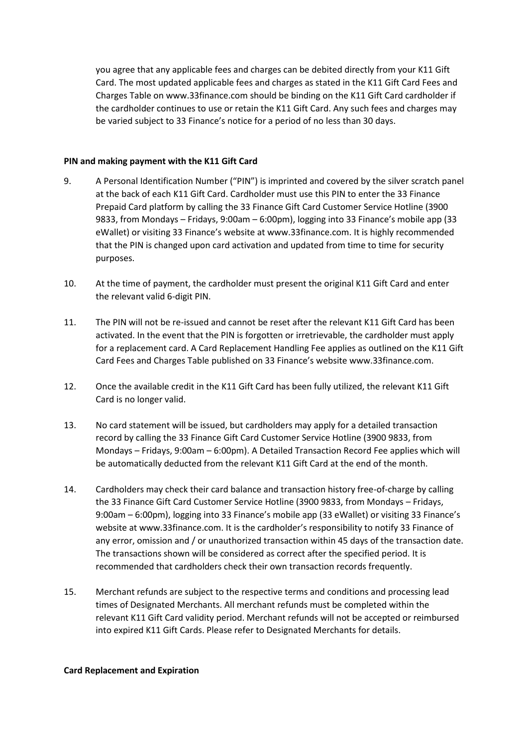you agree that any applicable fees and charges can be debited directly from your K11 Gift Card. The most updated applicable fees and charges as stated in the K11 Gift Card Fees and Charges Table on www.33finance.com should be binding on the K11 Gift Card cardholder if the cardholder continues to use or retain the K11 Gift Card. Any such fees and charges may be varied subject to 33 Finance's notice for a period of no less than 30 days.

**PIN and making payment with the K11 Gift Card**

9. A Personal Identification Number ("PIN") is imprinted and covered by the silver scratch panel at the back of each K11 Gift Card. Cardholder must use this PIN to enter the 33 Finance Prepaid Card platform by calling the 33 Finance Gift Card Customer Service Hotline (3900 9833, from Mondays – Fridays, 9:00am – 6:00pm), logging into 33 Finance's mobile app (33 eWallet) or visiting 33 Finance's website at www.33finance.com. It is highly recommended that the PIN is changed upon card activation and updated from time to time for security purposes.

10. At the time of payment, the cardholder must present the original K11 Gift Card and enter the relevant valid 6-digit PIN.

11. The PIN will not be re-issued and cannot be reset after the relevant K11 Gift Card has been activated. In the event that the PIN is forgotten or irretrievable, the cardholder must apply for a replacement card. A Card Replacement Handling Fee applies as outlined on the K11 Gift Card Fees and Charges Table published on 33 Finance's website www.33finance.com.

12. Once the available credit in the K11 Gift Card has been fully utilized, the relevant K11 Gift Card is no longer valid.

13. No card statement will be issued, but cardholders may apply for a detailed transaction record by calling the 33 Finance Gift Card Customer Service Hotline (3900 9833, from Mondays – Fridays, 9:00am – 6:00pm). A Detailed Transaction Record Fee applies which will be automatically deducted from the relevant K11 Gift Card at the end of the month.

14. Cardholders may check their card balance and transaction history free-of-charge by calling the 33 Finance Gift Card Customer Service Hotline (3900 9833, from Mondays – Fridays, 9:00am – 6:00pm), logging into 33 Finance's mobile app (33 eWallet) or visiting 33 Finance's website at www.33finance.com. It is the cardholder's responsibility to notify 33 Finance of any error, omission and / or unauthorized transaction within 45 days of the transaction date. The transactions shown will be considered as correct after the specified period. It is recommended that cardholders check their own transaction records frequently.

15. Merchant refunds are subject to the respective terms and conditions and processing lead times of Designated Merchants. All merchant refunds must be completed within the relevant K11 Gift Card validity period. Merchant refunds will not be accepted or reimbursed into expired K11 Gift Cards. Please refer to Designated Merchants for details.

**Card Replacement and Expiration**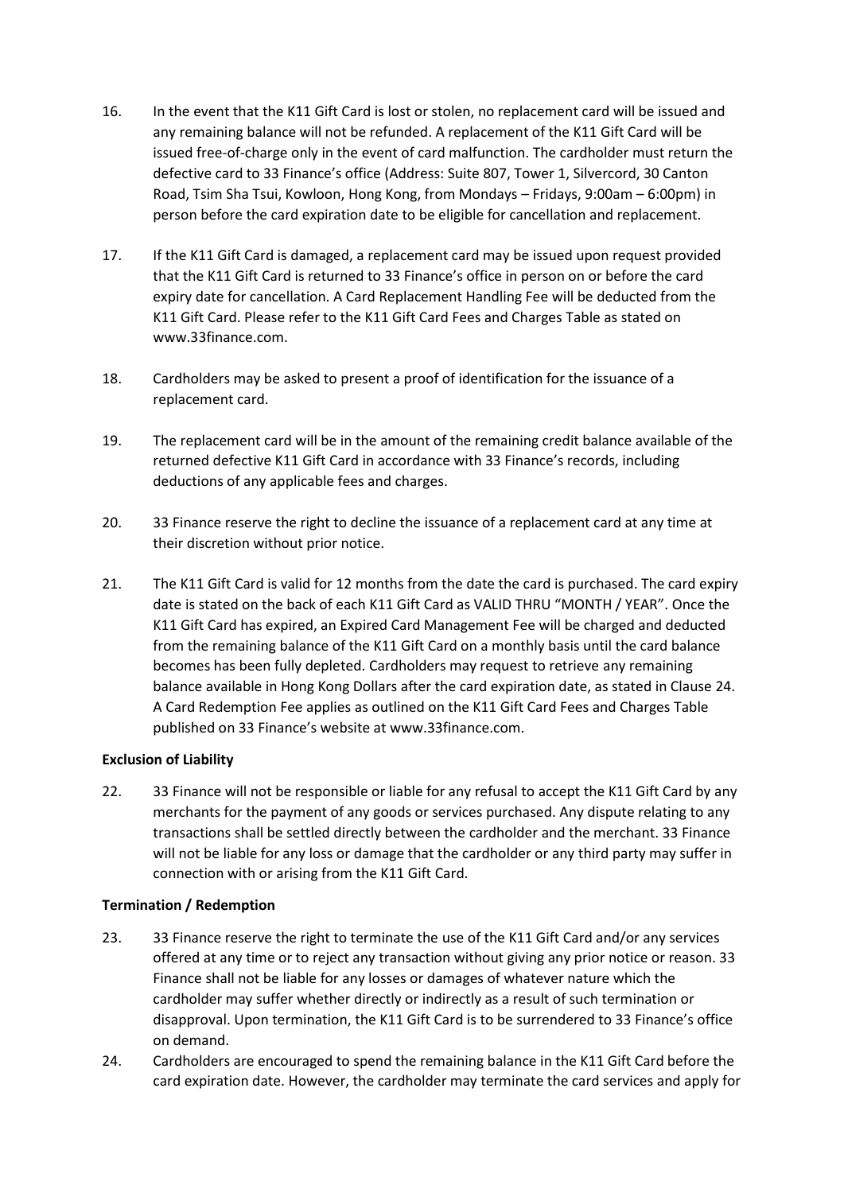16. In the event that the K11 Gift Card is lost or stolen, no replacement card will be issued and any remaining balance will not be refunded. A replacement of the K11 Gift Card will be issued free-of-charge only in the event of card malfunction. The cardholder must return the defective card to 33 Finance's office (Address: Suite 807, Tower 1, Silvercord, 30 Canton Road, Tsim Sha Tsui, Kowloon, Hong Kong, from Mondays – Fridays, 9:00am – 6:00pm) in person before the card expiration date to be eligible for cancellation and replacement.

17. If the K11 Gift Card is damaged, a replacement card may be issued upon request provided that the K11 Gift Card is returned to 33 Finance's office in person on or before the card expiry date for cancellation. A Card Replacement Handling Fee will be deducted from the K11 Gift Card. Please refer to the K11 Gift Card Fees and Charges Table as stated on www.33finance.com.

18. Cardholders may be asked to present a proof of identification for the issuance of a replacement card.

19. The replacement card will be in the amount of the remaining credit balance available of the returned defective K11 Gift Card in accordance with 33 Finance's records, including deductions of any applicable fees and charges.

20. 33 Finance reserve the right to decline the issuance of a replacement card at any time at their discretion without prior notice.

21. The K11 Gift Card is valid for 12 months from the date the card is purchased. The card expiry date is stated on the back of each K11 Gift Card as VALID THRU "MONTH / YEAR". Once the K11 Gift Card has expired, an Expired Card Management Fee will be charged and deducted from the remaining balance of the K11 Gift Card on a monthly basis until the card balance becomes has been fully depleted. Cardholders may request to retrieve any remaining balance available in Hong Kong Dollars after the card expiration date, as stated in Clause 24. A Card Redemption Fee applies as outlined on the K11 Gift Card Fees and Charges Table published on 33 Finance's website at www.33finance.com.

**Exclusion of Liability**

22. 33 Finance will not be responsible or liable for any refusal to accept the K11 Gift Card by any merchants for the payment of any goods or services purchased. Any dispute relating to any transactions shall be settled directly between the cardholder and the merchant. 33 Finance will not be liable for any loss or damage that the cardholder or any third party may suffer in connection with or arising from the K11 Gift Card.

**Termination / Redemption**

23. 33 Finance reserve the right to terminate the use of the K11 Gift Card and/or any services offered at any time or to reject any transaction without giving any prior notice or reason. 33 Finance shall not be liable for any losses or damages of whatever nature which the cardholder may suffer whether directly or indirectly as a result of such termination or disapproval. Upon termination, the K11 Gift Card is to be surrendered to 33 Finance's office on demand.

24. Cardholders are encouraged to spend the remaining balance in the K11 Gift Card before the card expiration date. However, the cardholder may terminate the card services and apply for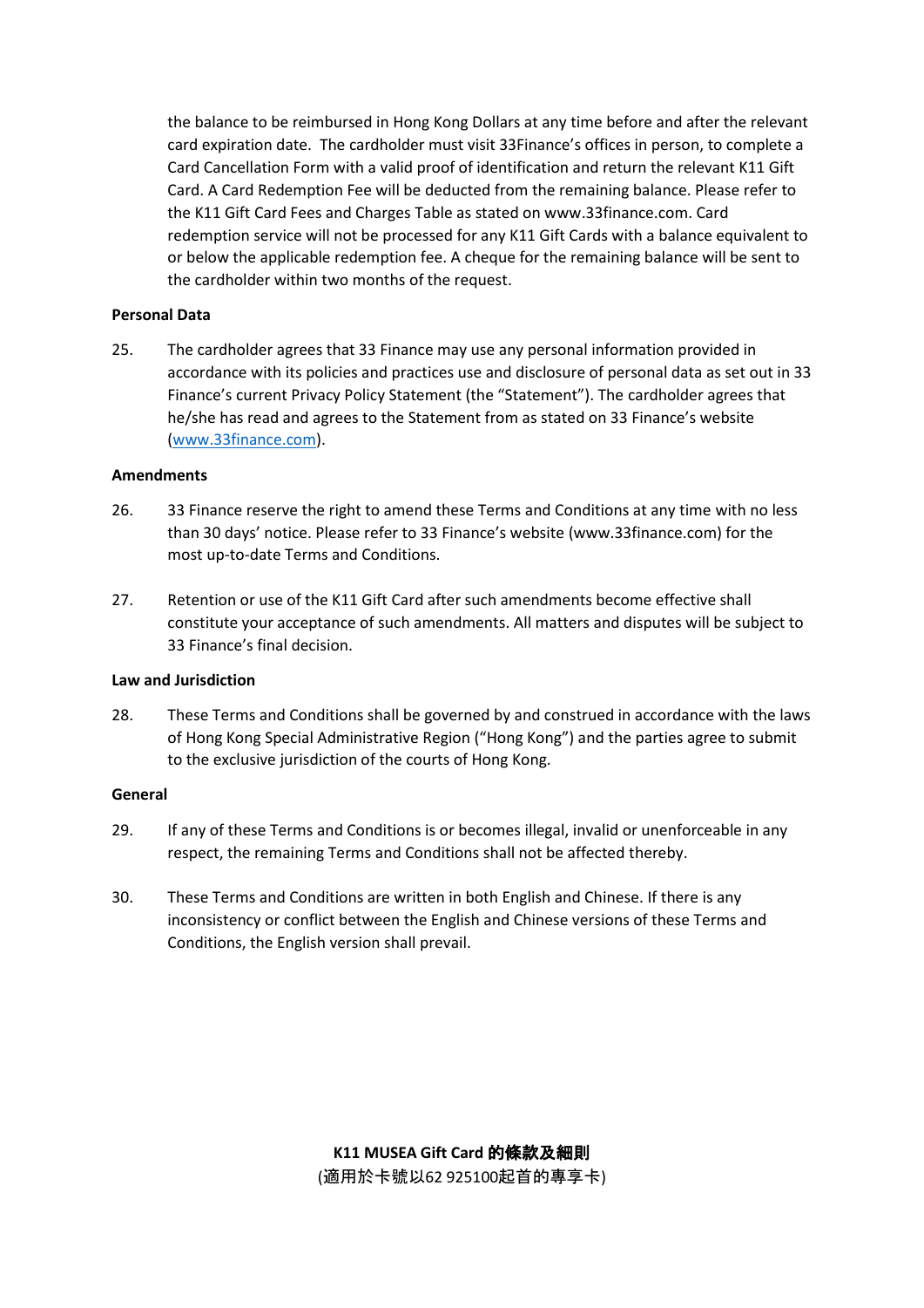the balance to be reimbursed in Hong Kong Dollars at any time before and after the relevant card expiration date. The cardholder must visit 33Finance's offices in person, to complete a Card Cancellation Form with a valid proof of identification and return the relevant K11 Gift Card. A Card Redemption Fee will be deducted from the remaining balance. Please refer to the K11 Gift Card Fees and Charges Table as stated on www.33finance.com. Card redemption service will not be processed for any K11 Gift Cards with a balance equivalent to or below the applicable redemption fee. A cheque for the remaining balance will be sent to the cardholder within two months of the request.

**Personal Data**

25. The cardholder agrees that 33 Finance may use any personal information provided in accordance with its policies and practices use and disclosure of personal data as set out in 33 Finance's current Privacy Policy Statement (the "Statement"). The cardholder agrees that he/she has read and agrees to the Statement from as stated on 33 Finance's website (www.33finance.com).

**Amendments**

26. 33 Finance reserve the right to amend these Terms and Conditions at any time with no less than 30 days' notice. Please refer to 33 Finance's website (www.33finance.com) for the most up-to-date Terms and Conditions.

27. Retention or use of the K11 Gift Card after such amendments become effective shall constitute your acceptance of such amendments. All matters and disputes will be subject to 33 Finance's final decision.

**Law and Jurisdiction**

28. These Terms and Conditions shall be governed by and construed in accordance with the laws of Hong Kong Special Administrative Region ("Hong Kong") and the parties agree to submit to the exclusive jurisdiction of the courts of Hong Kong.

**General**

29. If any of these Terms and Conditions is or becomes illegal, invalid or unenforceable in any respect, the remaining Terms and Conditions shall not be affected thereby.

30. These Terms and Conditions are written in both English and Chinese. If there is any inconsistency or conflict between the English and Chinese versions of these Terms and Conditions, the English version shall prevail.

**K11 MUSEA Gift Card 的條款及細則**

(適用於卡號以62 925100起首的專享卡)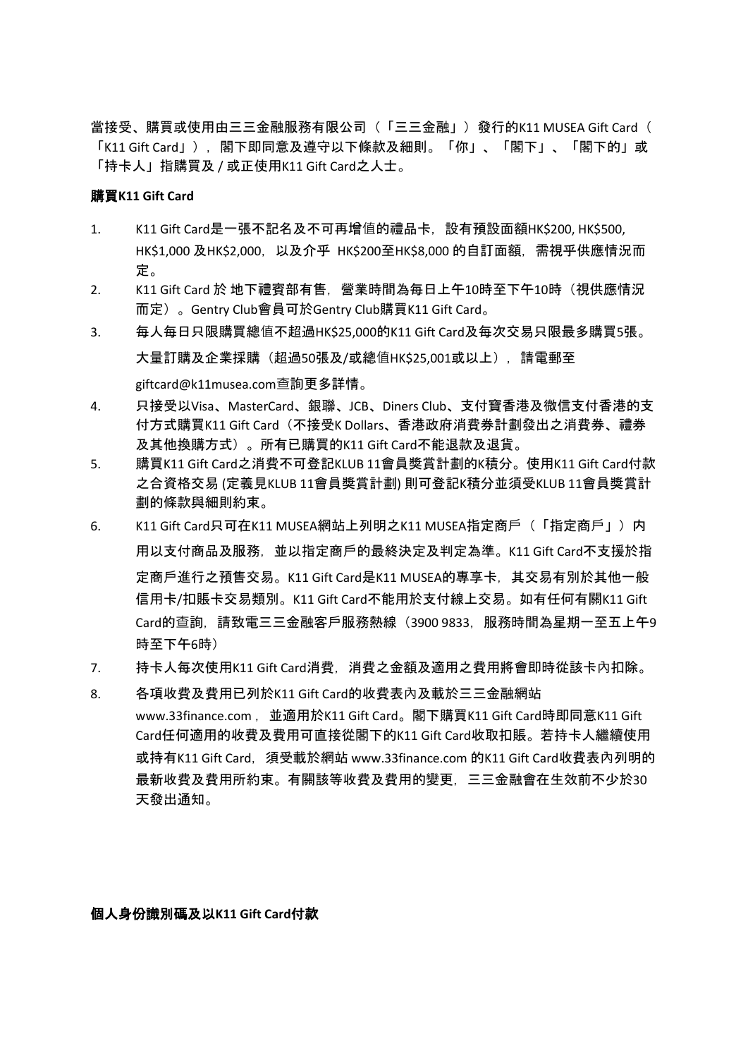當接受、購買或使用由三三金融服務有限公司（「三三金融」）發行的K11 MUSEA Gift Card（「K11 Gift Card」），閣下即同意及遵守以下條款及細則。「你」、「閣下」、「閣下的」或「持卡人」指購買及 / 或正使用K11 Gift Card之人士。

**購買K11 Gift Card**

1. K11 Gift Card是一張不記名及不可再增值的禮品卡，設有預設面額HK$200, HK$500, HK$1,000 及HK$2,000，以及介乎 HK$200至HK$8,000 的自訂面額，需視乎供應情況而定。
2. K11 Gift Card 於 地下禮賓部有售，營業時間為每日上午10時至下午10時（視供應情況而定）。Gentry Club會員可於Gentry Club購買K11 Gift Card。
3. 每人每日只限購買總值不超過HK$25,000的K11 Gift Card及每次交易只限最多購買5張。大量訂購及企業採購（超過50張及/或總值HK$25,001或以上），請電郵至giftcard@k11musea.com查詢更多詳情。
4. 只接受以Visa、MasterCard、銀聯、JCB、Diners Club、支付寶香港及微信支付香港的支付方式購買K11 Gift Card（不接受K Dollars、香港政府消費券計劃發出之消費券、禮券及其他換購方式）。所有已購買的K11 Gift Card不能退款及退貨。
5. 購買K11 Gift Card之消費不可登記KLUB 11會員獎賞計劃的K積分。使用K11 Gift Card付款之合資格交易 (定義見KLUB 11會員獎賞計劃) 則可登記K積分並須受KLUB 11會員獎賞計劃的條款與細則約束。
6. K11 Gift Card只可在K11 MUSEA網站上列明之K11 MUSEA指定商戶（「指定商戶」）內用以支付商品及服務，並以指定商戶的最終決定及判定為準。K11 Gift Card不支援於指定商戶進行之預售交易。K11 Gift Card是K11 MUSEA的專享卡，其交易有別於其他一般信用卡/扣賬卡交易類別。K11 Gift Card不能用於支付線上交易。如有任何有關K11 Gift Card的查詢，請致電三三金融客戶服務熱線（3900 9833，服務時間為星期一至五上午9時至下午6時）
7. 持卡人每次使用K11 Gift Card消費，消費之金額及適用之費用將會即時從該卡內扣除。
8. 各項收費及費用已列於K11 Gift Card的收費表內及載於三三金融網站www.33finance.com， 並適用於K11 Gift Card。閣下購買K11 Gift Card時即同意K11 Gift Card任何適用的收費及費用可直接從閣下的K11 Gift Card收取扣賬。若持卡人繼續使用或持有K11 Gift Card，須受載於網站 www.33finance.com 的K11 Gift Card收費表內列明的最新收費及費用所約束。有關該等收費及費用的變更，三三金融會在生效前不少於30天發出通知。

**個人身份識別碼及以K11 Gift Card付款**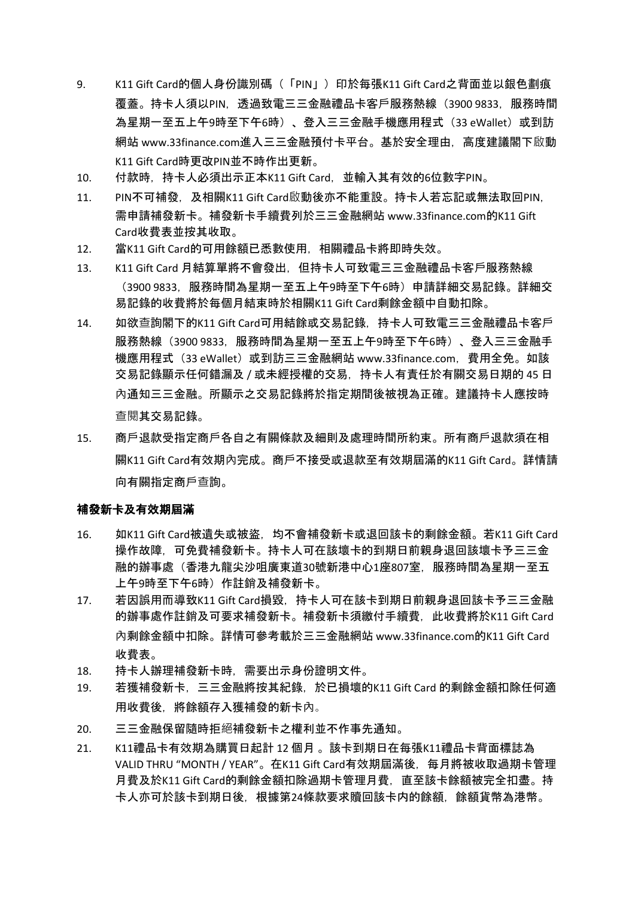9. K11 Gift Card的個人身份識別碼（「PIN」）印於每張K11 Gift Card之背面並以銀色劃痕覆蓋。持卡人須以PIN，透過致電三三金融禮品卡客戶服務熱線（3900 9833，服務時間為星期一至五上午9時至下午6時）、登入三三金融手機應用程式（33 eWallet）或到訪網站 www.33finance.com進入三三金融預付卡平台。基於安全理由，高度建議閣下啟動K11 Gift Card時更改PIN並不時作出更新。
10. 付款時，持卡人必須出示正本K11 Gift Card，並輸入其有效的6位數字PIN。
11. PIN不可補發，及相關K11 Gift Card啟動後亦不能重設。持卡人若忘記或無法取回PIN，需申請補發新卡。補發新卡手續費列於三三金融網站 www.33finance.com的K11 Gift Card收費表並按其收取。
12. 當K11 Gift Card的可用餘額已悉數使用，相關禮品卡將即時失效。
13. K11 Gift Card 月結算單將不會發出，但持卡人可致電三三金融禮品卡客戶服務熱線（3900 9833，服務時間為星期一至五上午9時至下午6時）申請詳細交易記錄。詳細交易記錄的收費將於每個月結束時於相關K11 Gift Card剩餘金額中自動扣除。
14. 如欲查詢閣下的K11 Gift Card可用結餘或交易記錄，持卡人可致電三三金融禮品卡客戶服務熱線（3900 9833，服務時間為星期一至五上午9時至下午6時）、登入三三金融手機應用程式（33 eWallet）或到訪三三金融網站 www.33finance.com，費用全免。如該交易記錄顯示任何錯漏及 / 或未經授權的交易，持卡人有責任於有關交易日期的 45 日內通知三三金融。所顯示之交易記錄將於指定期間後被視為正確。建議持卡人應按時查閱其交易記錄。
15. 商戶退款受指定商戶各自之有關條款及細則及處理時間所約束。所有商戶退款須在相關K11 Gift Card有效期內完成。商戶不接受或退款至有效期屆滿的K11 Gift Card。詳情請向有關指定商戶查詢。

**補發新卡及有效期屆滿**

16. 如K11 Gift Card被遺失或被盜，均不會補發新卡或退回該卡的剩餘金額。若K11 Gift Card操作故障，可免費補發新卡。持卡人可在該壞卡的到期日前親身退回該壞卡予三三金融的辦事處（香港九龍尖沙咀廣東道30號新港中心1座807室，服務時間為星期一至五上午9時至下午6時）作註銷及補發新卡。
17. 若因誤用而導致K11 Gift Card損毀，持卡人可在該卡到期日前親身退回該卡予三三金融的辦事處作註銷及可要求補發新卡。補發新卡須繳付手續費，此收費將於K11 Gift Card內剩餘金額中扣除。詳情可參考載於三三金融網站 www.33finance.com的K11 Gift Card收費表。
18. 持卡人辦理補發新卡時，需要出示身份證明文件。
19. 若獲補發新卡，三三金融將按其紀錄，於已損壞的K11 Gift Card 的剩餘金額扣除任何適用收費後，將餘額存入獲補發的新卡內。
20. 三三金融保留隨時拒絕補發新卡之權利並不作事先通知。
21. K11禮品卡有效期為購買日起計 12 個月 。該卡到期日在每張K11禮品卡背面標誌為 VALID THRU "MONTH / YEAR"。在K11 Gift Card有效期屆滿後，每月將被收取過期卡管理月費及於K11 Gift Card的剩餘金額扣除過期卡管理月費，直至該卡餘額被完全扣盡。持卡人亦可於該卡到期日後，根據第24條款要求贖回該卡內的餘額，餘額貨幣為港幣。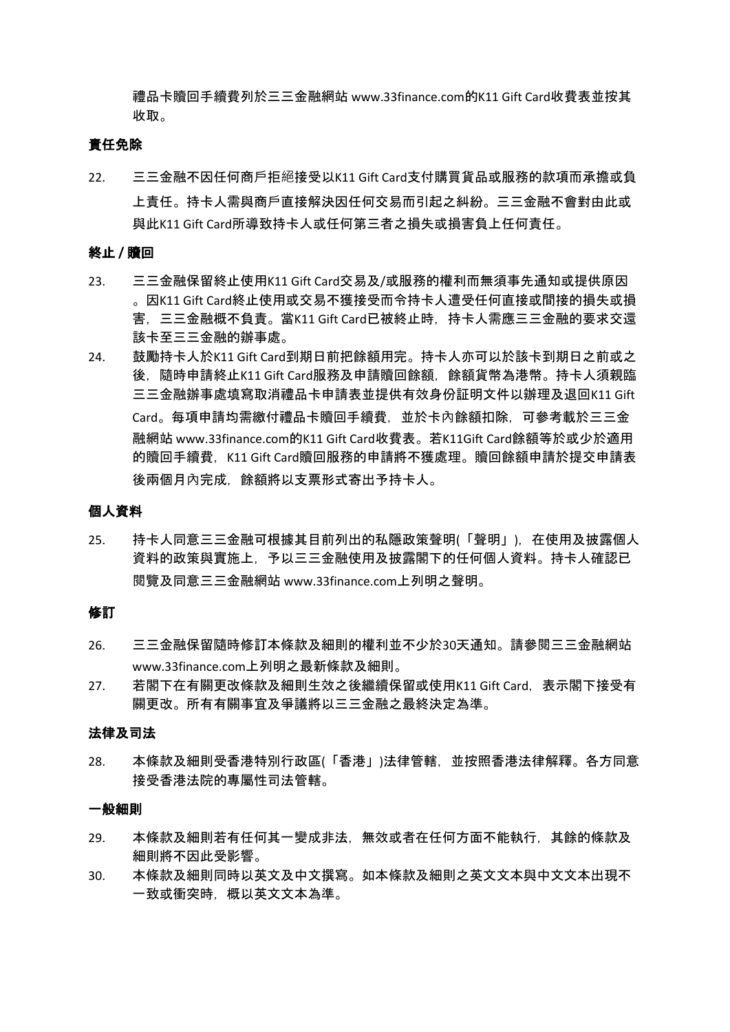禮品卡贖回手續費列於三三金融網站 www.33finance.com的K11 Gift Card收費表並按其收取。

**責任免除**

22. 三三金融不因任何商戶拒絕接受以K11 Gift Card支付購買貨品或服務的款項而承擔或負上責任。持卡人需與商戶直接解決因任何交易而引起之糾紛。三三金融不會對由此或與此K11 Gift Card所導致持卡人或任何第三者之損失或損害負上任何責任。

**終止 / 贖回**

23. 三三金融保留終止使用K11 Gift Card交易及/或服務的權利而無須事先通知或提供原因。因K11 Gift Card終止使用或交易不獲接受而令持卡人遭受任何直接或間接的損失或損害，三三金融概不負責。當K11 Gift Card已被終止時，持卡人需應三三金融的要求交還該卡至三三金融的辦事處。
24. 鼓勵持卡人於K11 Gift Card到期日前把餘額用完。持卡人亦可以於該卡到期日之前或之後，隨時申請終止K11 Gift Card服務及申請贖回餘額，餘額貨幣為港幣。持卡人須親臨三三金融辦事處填寫取消禮品卡申請表並提供有效身份証明文件以辦理及退回K11 Gift Card。每項申請均需繳付禮品卡贖回手續費，並於卡內餘額扣除，可參考載於三三金融網站 www.33finance.com的K11 Gift Card收費表。若K11Gift Card餘額等於或少於適用的贖回手續費，K11 Gift Card贖回服務的申請將不獲處理。贖回餘額申請於提交申請表後兩個月內完成，餘額將以支票形式寄出予持卡人。

**個人資料**

25. 持卡人同意三三金融可根據其目前列出的私隱政策聲明(「聲明」)，在使用及披露個人資料的政策與實施上，予以三三金融使用及披露閣下的任何個人資料。持卡人確認已閱覽及同意三三金融網站 www.33finance.com上列明之聲明。

**修訂**

26. 三三金融保留隨時修訂本條款及細則的權利並不少於30天通知。請參閱三三金融網站 www.33finance.com上列明之最新條款及細則。
27. 若閣下在有關更改條款及細則生效之後繼續保留或使用K11 Gift Card，表示閣下接受有關更改。所有有關事宜及爭議將以三三金融之最終決定為準。

**法律及司法**

28. 本條款及細則受香港特別行政區(「香港」)法律管轄，並按照香港法律解釋。各方同意接受香港法院的專屬性司法管轄。

**一般細則**

29. 本條款及細則若有任何其一變成非法，無效或者在任何方面不能執行，其餘的條款及細則將不因此受影響。
30. 本條款及細則同時以英文及中文撰寫。如本條款及細則之英文文本與中文文本出現不一致或衝突時，概以英文文本為準。